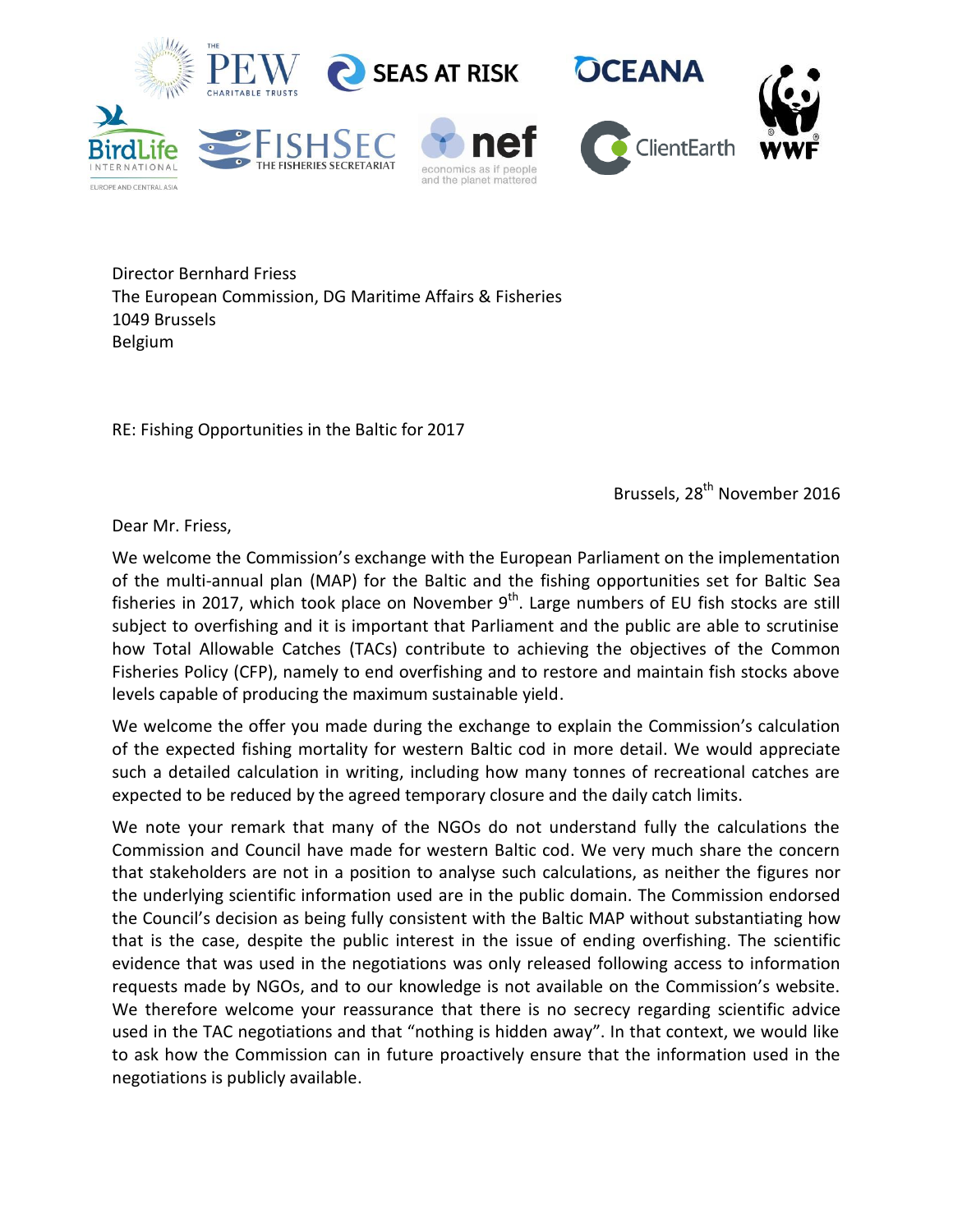Director Bernhard Friess
The European Commission, DG Maritime Affairs & Fisheries
1049 Brussels
Belgium

RE: Fishing Opportunities in the Baltic for 2017

Brussels, 28th November 2016

Dear Mr. Friess,

We welcome the Commission's exchange with the European Parliament on the implementation of the multi-annual plan (MAP) for the Baltic and the fishing opportunities set for Baltic Sea fisheries in 2017, which took place on November 9th. Large numbers of EU fish stocks are still subject to overfishing and it is important that Parliament and the public are able to scrutinise how Total Allowable Catches (TACs) contribute to achieving the objectives of the Common Fisheries Policy (CFP), namely to end overfishing and to restore and maintain fish stocks above levels capable of producing the maximum sustainable yield.

We welcome the offer you made during the exchange to explain the Commission's calculation of the expected fishing mortality for western Baltic cod in more detail. We would appreciate such a detailed calculation in writing, including how many tonnes of recreational catches are expected to be reduced by the agreed temporary closure and the daily catch limits.

We note your remark that many of the NGOs do not understand fully the calculations the Commission and Council have made for western Baltic cod. We very much share the concern that stakeholders are not in a position to analyse such calculations, as neither the figures nor the underlying scientific information used are in the public domain. The Commission endorsed the Council's decision as being fully consistent with the Baltic MAP without substantiating how that is the case, despite the public interest in the issue of ending overfishing. The scientific evidence that was used in the negotiations was only released following access to information requests made by NGOs, and to our knowledge is not available on the Commission's website. We therefore welcome your reassurance that there is no secrecy regarding scientific advice used in the TAC negotiations and that "nothing is hidden away". In that context, we would like to ask how the Commission can in future proactively ensure that the information used in the negotiations is publicly available.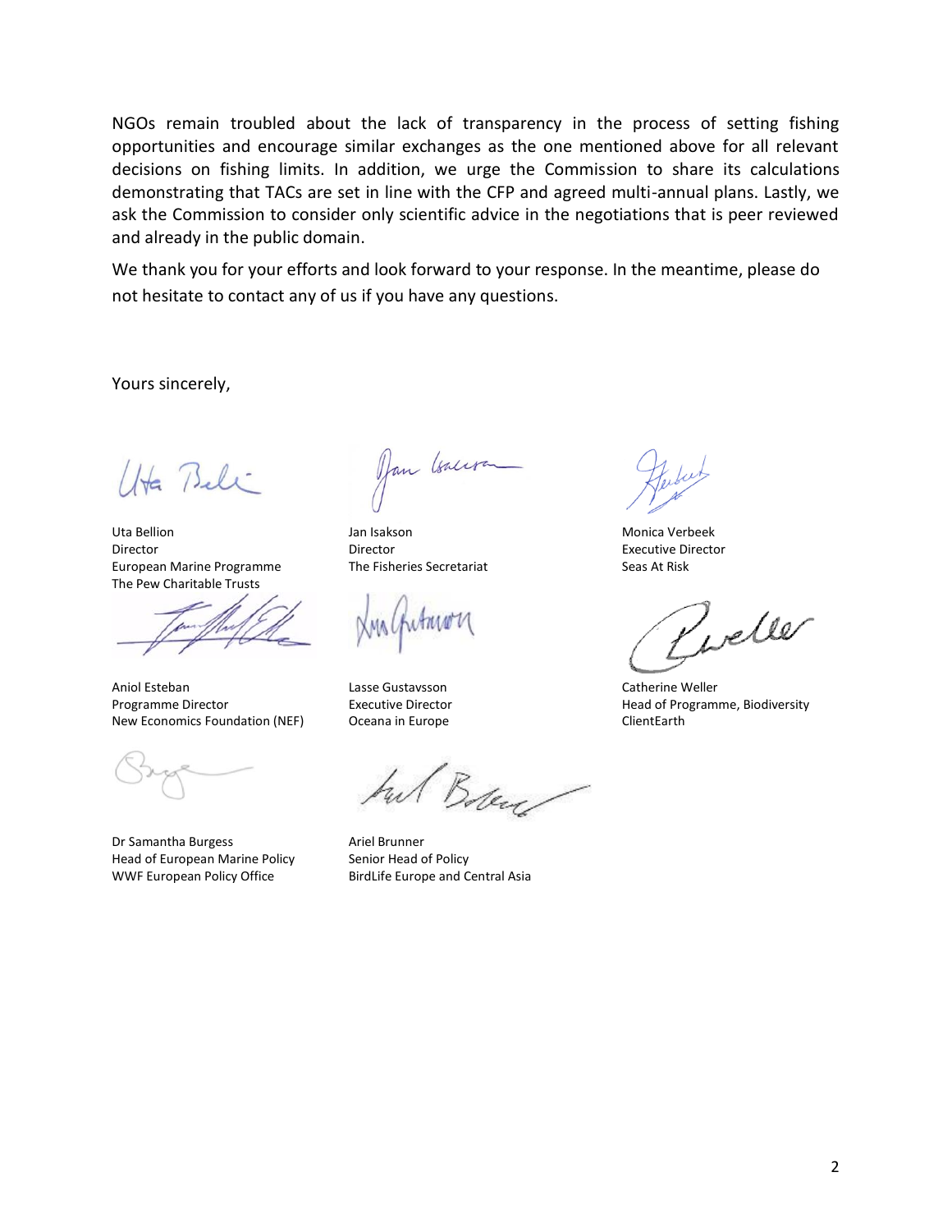NGOs remain troubled about the lack of transparency in the process of setting fishing opportunities and encourage similar exchanges as the one mentioned above for all relevant decisions on fishing limits. In addition, we urge the Commission to share its calculations demonstrating that TACs are set in line with the CFP and agreed multi-annual plans. Lastly, we ask the Commission to consider only scientific advice in the negotiations that is peer reviewed and already in the public domain.

We thank you for your efforts and look forward to your response. In the meantime, please do not hesitate to contact any of us if you have any questions.

Yours sincerely,

Uta Bellion
Director
European Marine Programme
The Pew Charitable Trusts

Jan Isakson
Director
The Fisheries Secretariat

Monica Verbeek
Executive Director
Seas At Risk

Aniol Esteban
Programme Director
New Economics Foundation (NEF)

Lasse Gustavsson
Executive Director
Oceana in Europe

Catherine Weller
Head of Programme, Biodiversity
ClientEarth

Dr Samantha Burgess
Head of European Marine Policy
WWF European Policy Office

Ariel Brunner
Senior Head of Policy
BirdLife Europe and Central Asia